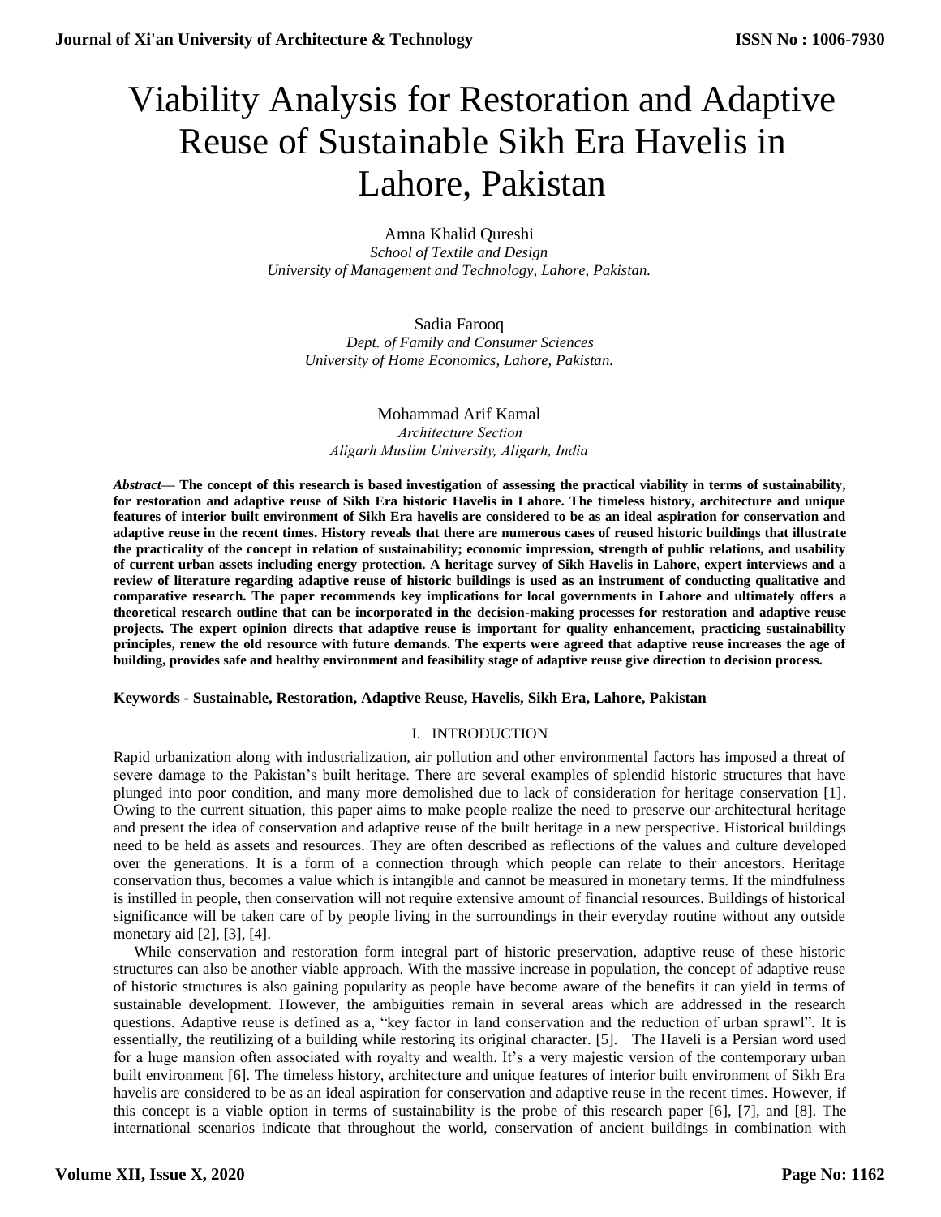# Viability Analysis for Restoration and Adaptive Reuse of Sustainable Sikh Era Havelis in Lahore, Pakistan

Amna Khalid Qureshi
*School of Textile and Design*
*University of Management and Technology, Lahore, Pakistan.*

Sadia Farooq
*Dept. of Family and Consumer Sciences*
*University of Home Economics, Lahore, Pakistan.*

Mohammad Arif Kamal
*Architecture Section*
*Aligarh Muslim University, Aligarh, India*

***Abstract*— The concept of this research is based investigation of assessing the practical viability in terms of sustainability, for restoration and adaptive reuse of Sikh Era historic Havelis in Lahore. The timeless history, architecture and unique features of interior built environment of Sikh Era havelis are considered to be as an ideal aspiration for conservation and adaptive reuse in the recent times. History reveals that there are numerous cases of reused historic buildings that illustrate the practicality of the concept in relation of sustainability; economic impression, strength of public relations, and usability of current urban assets including energy protection. A heritage survey of Sikh Havelis in Lahore, expert interviews and a review of literature regarding adaptive reuse of historic buildings is used as an instrument of conducting qualitative and comparative research. The paper recommends key implications for local governments in Lahore and ultimately offers a theoretical research outline that can be incorporated in the decision-making processes for restoration and adaptive reuse projects. The expert opinion directs that adaptive reuse is important for quality enhancement, practicing sustainability principles, renew the old resource with future demands. The experts were agreed that adaptive reuse increases the age of building, provides safe and healthy environment and feasibility stage of adaptive reuse give direction to decision process.**

**Keywords - Sustainable, Restoration, Adaptive Reuse, Havelis, Sikh Era, Lahore, Pakistan**

## I. INTRODUCTION

Rapid urbanization along with industrialization, air pollution and other environmental factors has imposed a threat of severe damage to the Pakistan's built heritage. There are several examples of splendid historic structures that have plunged into poor condition, and many more demolished due to lack of consideration for heritage conservation [1]. Owing to the current situation, this paper aims to make people realize the need to preserve our architectural heritage and present the idea of conservation and adaptive reuse of the built heritage in a new perspective. Historical buildings need to be held as assets and resources. They are often described as reflections of the values and culture developed over the generations. It is a form of a connection through which people can relate to their ancestors. Heritage conservation thus, becomes a value which is intangible and cannot be measured in monetary terms. If the mindfulness is instilled in people, then conservation will not require extensive amount of financial resources. Buildings of historical significance will be taken care of by people living in the surroundings in their everyday routine without any outside monetary aid [2], [3], [4].

While conservation and restoration form integral part of historic preservation, adaptive reuse of these historic structures can also be another viable approach. With the massive increase in population, the concept of adaptive reuse of historic structures is also gaining popularity as people have become aware of the benefits it can yield in terms of sustainable development. However, the ambiguities remain in several areas which are addressed in the research questions. Adaptive reuse is defined as a, "key factor in land conservation and the reduction of urban sprawl". It is essentially, the reutilizing of a building while restoring its original character. [5]. The Haveli is a Persian word used for a huge mansion often associated with royalty and wealth. It's a very majestic version of the contemporary urban built environment [6]. The timeless history, architecture and unique features of interior built environment of Sikh Era havelis are considered to be as an ideal aspiration for conservation and adaptive reuse in the recent times. However, if this concept is a viable option in terms of sustainability is the probe of this research paper [6], [7], and [8]. The international scenarios indicate that throughout the world, conservation of ancient buildings in combination with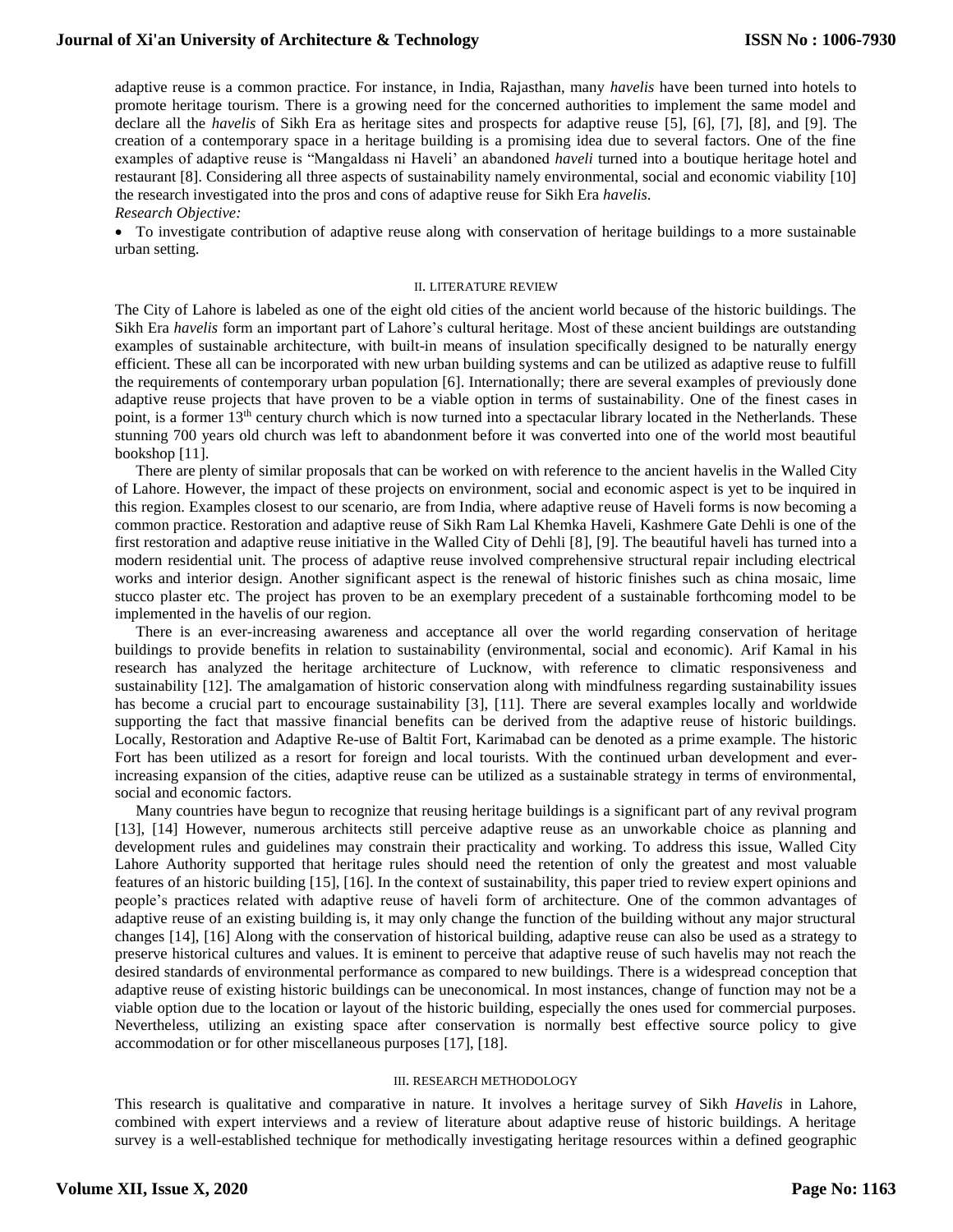adaptive reuse is a common practice. For instance, in India, Rajasthan, many *havelis* have been turned into hotels to promote heritage tourism. There is a growing need for the concerned authorities to implement the same model and declare all the *havelis* of Sikh Era as heritage sites and prospects for adaptive reuse [5], [6], [7], [8], and [9]. The creation of a contemporary space in a heritage building is a promising idea due to several factors. One of the fine examples of adaptive reuse is "Mangaldass ni Haveli' an abandoned *haveli* turned into a boutique heritage hotel and restaurant [8]. Considering all three aspects of sustainability namely environmental, social and economic viability [10] the research investigated into the pros and cons of adaptive reuse for Sikh Era *havelis*.

*Research Objective:*

- To investigate contribution of adaptive reuse along with conservation of heritage buildings to a more sustainable urban setting.

## II. LITERATURE REVIEW

The City of Lahore is labeled as one of the eight old cities of the ancient world because of the historic buildings. The Sikh Era *havelis* form an important part of Lahore's cultural heritage. Most of these ancient buildings are outstanding examples of sustainable architecture, with built-in means of insulation specifically designed to be naturally energy efficient. These all can be incorporated with new urban building systems and can be utilized as adaptive reuse to fulfill the requirements of contemporary urban population [6]. Internationally; there are several examples of previously done adaptive reuse projects that have proven to be a viable option in terms of sustainability. One of the finest cases in point, is a former 13th century church which is now turned into a spectacular library located in the Netherlands. These stunning 700 years old church was left to abandonment before it was converted into one of the world most beautiful bookshop [11].

There are plenty of similar proposals that can be worked on with reference to the ancient havelis in the Walled City of Lahore. However, the impact of these projects on environment, social and economic aspect is yet to be inquired in this region. Examples closest to our scenario, are from India, where adaptive reuse of Haveli forms is now becoming a common practice. Restoration and adaptive reuse of Sikh Ram Lal Khemka Haveli, Kashmere Gate Dehli is one of the first restoration and adaptive reuse initiative in the Walled City of Dehli [8], [9]. The beautiful haveli has turned into a modern residential unit. The process of adaptive reuse involved comprehensive structural repair including electrical works and interior design. Another significant aspect is the renewal of historic finishes such as china mosaic, lime stucco plaster etc. The project has proven to be an exemplary precedent of a sustainable forthcoming model to be implemented in the havelis of our region.

There is an ever-increasing awareness and acceptance all over the world regarding conservation of heritage buildings to provide benefits in relation to sustainability (environmental, social and economic). Arif Kamal in his research has analyzed the heritage architecture of Lucknow, with reference to climatic responsiveness and sustainability [12]. The amalgamation of historic conservation along with mindfulness regarding sustainability issues has become a crucial part to encourage sustainability [3], [11]. There are several examples locally and worldwide supporting the fact that massive financial benefits can be derived from the adaptive reuse of historic buildings. Locally, Restoration and Adaptive Re-use of Baltit Fort, Karimabad can be denoted as a prime example. The historic Fort has been utilized as a resort for foreign and local tourists. With the continued urban development and ever-increasing expansion of the cities, adaptive reuse can be utilized as a sustainable strategy in terms of environmental, social and economic factors.

Many countries have begun to recognize that reusing heritage buildings is a significant part of any revival program [13], [14] However, numerous architects still perceive adaptive reuse as an unworkable choice as planning and development rules and guidelines may constrain their practicality and working. To address this issue, Walled City Lahore Authority supported that heritage rules should need the retention of only the greatest and most valuable features of an historic building [15], [16]. In the context of sustainability, this paper tried to review expert opinions and people's practices related with adaptive reuse of haveli form of architecture. One of the common advantages of adaptive reuse of an existing building is, it may only change the function of the building without any major structural changes [14], [16] Along with the conservation of historical building, adaptive reuse can also be used as a strategy to preserve historical cultures and values. It is eminent to perceive that adaptive reuse of such havelis may not reach the desired standards of environmental performance as compared to new buildings. There is a widespread conception that adaptive reuse of existing historic buildings can be uneconomical. In most instances, change of function may not be a viable option due to the location or layout of the historic building, especially the ones used for commercial purposes. Nevertheless, utilizing an existing space after conservation is normally best effective source policy to give accommodation or for other miscellaneous purposes [17], [18].

## III. RESEARCH METHODOLOGY

This research is qualitative and comparative in nature. It involves a heritage survey of Sikh *Havelis* in Lahore, combined with expert interviews and a review of literature about adaptive reuse of historic buildings. A heritage survey is a well-established technique for methodically investigating heritage resources within a defined geographic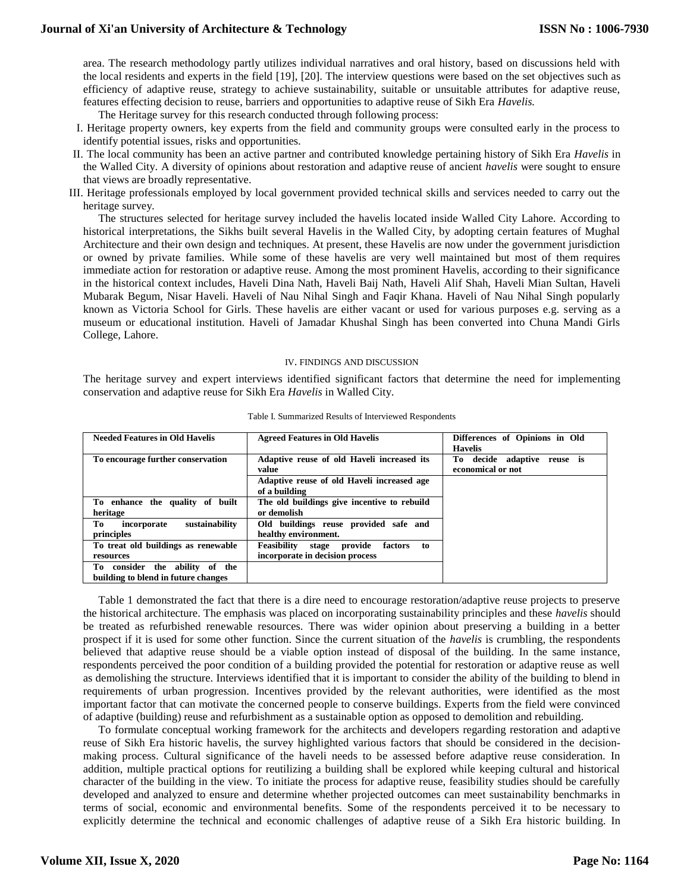area. The research methodology partly utilizes individual narratives and oral history, based on discussions held with the local residents and experts in the field [19], [20]. The interview questions were based on the set objectives such as efficiency of adaptive reuse, strategy to achieve sustainability, suitable or unsuitable attributes for adaptive reuse, features effecting decision to reuse, barriers and opportunities to adaptive reuse of Sikh Era *Havelis.*

The Heritage survey for this research conducted through following process:

I. Heritage property owners, key experts from the field and community groups were consulted early in the process to identify potential issues, risks and opportunities.

II. The local community has been an active partner and contributed knowledge pertaining history of Sikh Era *Havelis* in the Walled City. A diversity of opinions about restoration and adaptive reuse of ancient *havelis* were sought to ensure that views are broadly representative.

III. Heritage professionals employed by local government provided technical skills and services needed to carry out the heritage survey.

The structures selected for heritage survey included the havelis located inside Walled City Lahore. According to historical interpretations, the Sikhs built several Havelis in the Walled City, by adopting certain features of Mughal Architecture and their own design and techniques. At present, these Havelis are now under the government jurisdiction or owned by private families. While some of these havelis are very well maintained but most of them requires immediate action for restoration or adaptive reuse. Among the most prominent Havelis, according to their significance in the historical context includes, Haveli Dina Nath, Haveli Baij Nath, Haveli Alif Shah, Haveli Mian Sultan, Haveli Mubarak Begum, Nisar Haveli. Haveli of Nau Nihal Singh and Faqir Khana. Haveli of Nau Nihal Singh popularly known as Victoria School for Girls. These havelis are either vacant or used for various purposes e.g. serving as a museum or educational institution. Haveli of Jamadar Khushal Singh has been converted into Chuna Mandi Girls College, Lahore.

## IV. FINDINGS AND DISCUSSION

The heritage survey and expert interviews identified significant factors that determine the need for implementing conservation and adaptive reuse for Sikh Era *Havelis* in Walled City.

Table I. Summarized Results of Interviewed Respondents

| Needed Features in Old Havelis | Agreed Features in Old Havelis | Differences of Opinions in Old Havelis |
|---|---|---|
| To encourage further conservation | Adaptive reuse of old Haveli increased its value | To decide adaptive reuse is economical or not |
| | Adaptive reuse of old Haveli increased age of a building | |
| To enhance the quality of built heritage | The old buildings give incentive to rebuild or demolish | |
| To incorporate sustainability principles | Old buildings reuse provided safe and healthy environment. | |
| To treat old buildings as renewable resources | Feasibility stage provide factors to incorporate in decision process | |
| To consider the ability of the building to blend in future changes | | |

Table 1 demonstrated the fact that there is a dire need to encourage restoration/adaptive reuse projects to preserve the historical architecture. The emphasis was placed on incorporating sustainability principles and these *havelis* should be treated as refurbished renewable resources. There was wider opinion about preserving a building in a better prospect if it is used for some other function. Since the current situation of the *havelis* is crumbling, the respondents believed that adaptive reuse should be a viable option instead of disposal of the building. In the same instance, respondents perceived the poor condition of a building provided the potential for restoration or adaptive reuse as well as demolishing the structure. Interviews identified that it is important to consider the ability of the building to blend in requirements of urban progression. Incentives provided by the relevant authorities, were identified as the most important factor that can motivate the concerned people to conserve buildings. Experts from the field were convinced of adaptive (building) reuse and refurbishment as a sustainable option as opposed to demolition and rebuilding.

To formulate conceptual working framework for the architects and developers regarding restoration and adaptive reuse of Sikh Era historic havelis, the survey highlighted various factors that should be considered in the decision-making process. Cultural significance of the haveli needs to be assessed before adaptive reuse consideration. In addition, multiple practical options for reutilizing a building shall be explored while keeping cultural and historical character of the building in the view. To initiate the process for adaptive reuse, feasibility studies should be carefully developed and analyzed to ensure and determine whether projected outcomes can meet sustainability benchmarks in terms of social, economic and environmental benefits. Some of the respondents perceived it to be necessary to explicitly determine the technical and economic challenges of adaptive reuse of a Sikh Era historic building. In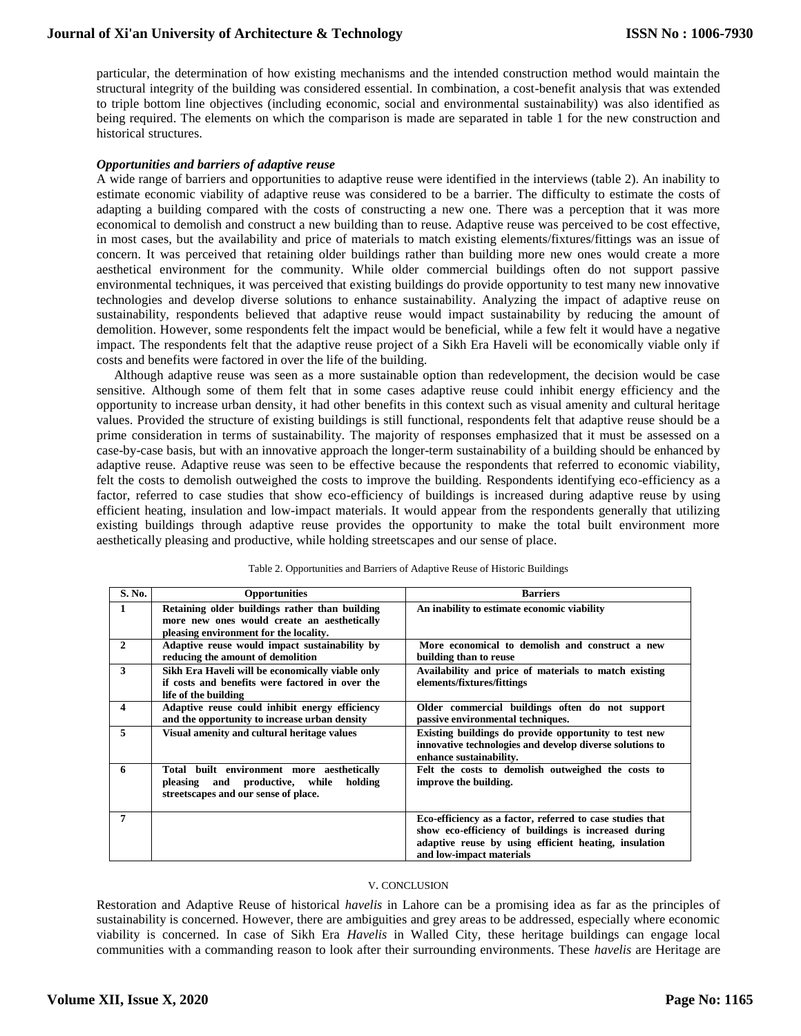particular, the determination of how existing mechanisms and the intended construction method would maintain the structural integrity of the building was considered essential. In combination, a cost-benefit analysis that was extended to triple bottom line objectives (including economic, social and environmental sustainability) was also identified as being required. The elements on which the comparison is made are separated in table 1 for the new construction and historical structures.

### *Opportunities and barriers of adaptive reuse*

A wide range of barriers and opportunities to adaptive reuse were identified in the interviews (table 2). An inability to estimate economic viability of adaptive reuse was considered to be a barrier. The difficulty to estimate the costs of adapting a building compared with the costs of constructing a new one. There was a perception that it was more economical to demolish and construct a new building than to reuse. Adaptive reuse was perceived to be cost effective, in most cases, but the availability and price of materials to match existing elements/fixtures/fittings was an issue of concern. It was perceived that retaining older buildings rather than building more new ones would create a more aesthetical environment for the community. While older commercial buildings often do not support passive environmental techniques, it was perceived that existing buildings do provide opportunity to test many new innovative technologies and develop diverse solutions to enhance sustainability. Analyzing the impact of adaptive reuse on sustainability, respondents believed that adaptive reuse would impact sustainability by reducing the amount of demolition. However, some respondents felt the impact would be beneficial, while a few felt it would have a negative impact. The respondents felt that the adaptive reuse project of a Sikh Era Haveli will be economically viable only if costs and benefits were factored in over the life of the building.

Although adaptive reuse was seen as a more sustainable option than redevelopment, the decision would be case sensitive. Although some of them felt that in some cases adaptive reuse could inhibit energy efficiency and the opportunity to increase urban density, it had other benefits in this context such as visual amenity and cultural heritage values. Provided the structure of existing buildings is still functional, respondents felt that adaptive reuse should be a prime consideration in terms of sustainability. The majority of responses emphasized that it must be assessed on a case-by-case basis, but with an innovative approach the longer-term sustainability of a building should be enhanced by adaptive reuse. Adaptive reuse was seen to be effective because the respondents that referred to economic viability, felt the costs to demolish outweighed the costs to improve the building. Respondents identifying eco-efficiency as a factor, referred to case studies that show eco-efficiency of buildings is increased during adaptive reuse by using efficient heating, insulation and low-impact materials. It would appear from the respondents generally that utilizing existing buildings through adaptive reuse provides the opportunity to make the total built environment more aesthetically pleasing and productive, while holding streetscapes and our sense of place.

Table 2. Opportunities and Barriers of Adaptive Reuse of Historic Buildings

| S. No. | Opportunities | Barriers |
|---|---|---|
| **1** | **Retaining older buildings rather than building more new ones would create an aesthetically pleasing environment for the locality.** | **An inability to estimate economic viability** |
| **2** | **Adaptive reuse would impact sustainability by reducing the amount of demolition** | **More economical to demolish and construct a new building than to reuse** |
| **3** | **Sikh Era Haveli will be economically viable only if costs and benefits were factored in over the life of the building** | **Availability and price of materials to match existing elements/fixtures/fittings** |
| **4** | **Adaptive reuse could inhibit energy efficiency and the opportunity to increase urban density** | **Older commercial buildings often do not support passive environmental techniques.** |
| **5** | **Visual amenity and cultural heritage values** | **Existing buildings do provide opportunity to test new innovative technologies and develop diverse solutions to enhance sustainability.** |
| **6** | **Total built environment more aesthetically pleasing and productive, while holding streetscapes and our sense of place.** | **Felt the costs to demolish outweighed the costs to improve the building.** |
| **7** | | **Eco-efficiency as a factor, referred to case studies that show eco-efficiency of buildings is increased during adaptive reuse by using efficient heating, insulation and low-impact materials** |

## V. CONCLUSION

Restoration and Adaptive Reuse of historical *havelis* in Lahore can be a promising idea as far as the principles of sustainability is concerned. However, there are ambiguities and grey areas to be addressed, especially where economic viability is concerned. In case of Sikh Era *Havelis* in Walled City, these heritage buildings can engage local communities with a commanding reason to look after their surrounding environments. These *havelis* are Heritage are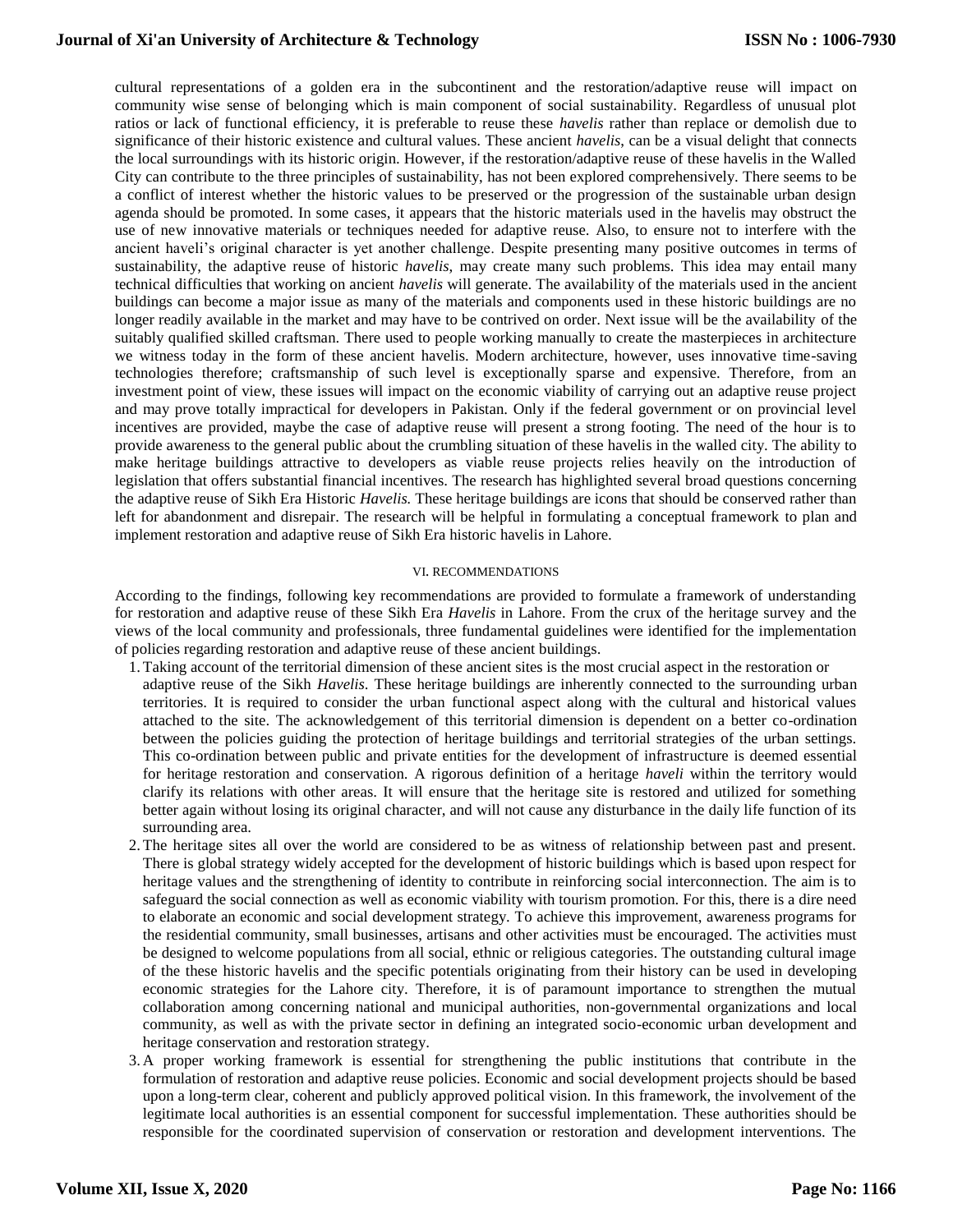cultural representations of a golden era in the subcontinent and the restoration/adaptive reuse will impact on community wise sense of belonging which is main component of social sustainability. Regardless of unusual plot ratios or lack of functional efficiency, it is preferable to reuse these *havelis* rather than replace or demolish due to significance of their historic existence and cultural values. These ancient *havelis*, can be a visual delight that connects the local surroundings with its historic origin. However, if the restoration/adaptive reuse of these havelis in the Walled City can contribute to the three principles of sustainability, has not been explored comprehensively. There seems to be a conflict of interest whether the historic values to be preserved or the progression of the sustainable urban design agenda should be promoted. In some cases, it appears that the historic materials used in the havelis may obstruct the use of new innovative materials or techniques needed for adaptive reuse. Also, to ensure not to interfere with the ancient haveli's original character is yet another challenge. Despite presenting many positive outcomes in terms of sustainability, the adaptive reuse of historic *havelis*, may create many such problems. This idea may entail many technical difficulties that working on ancient *havelis* will generate. The availability of the materials used in the ancient buildings can become a major issue as many of the materials and components used in these historic buildings are no longer readily available in the market and may have to be contrived on order. Next issue will be the availability of the suitably qualified skilled craftsman. There used to people working manually to create the masterpieces in architecture we witness today in the form of these ancient havelis. Modern architecture, however, uses innovative time-saving technologies therefore; craftsmanship of such level is exceptionally sparse and expensive. Therefore, from an investment point of view, these issues will impact on the economic viability of carrying out an adaptive reuse project and may prove totally impractical for developers in Pakistan. Only if the federal government or on provincial level incentives are provided, maybe the case of adaptive reuse will present a strong footing. The need of the hour is to provide awareness to the general public about the crumbling situation of these havelis in the walled city. The ability to make heritage buildings attractive to developers as viable reuse projects relies heavily on the introduction of legislation that offers substantial financial incentives. The research has highlighted several broad questions concerning the adaptive reuse of Sikh Era Historic *Havelis.* These heritage buildings are icons that should be conserved rather than left for abandonment and disrepair. The research will be helpful in formulating a conceptual framework to plan and implement restoration and adaptive reuse of Sikh Era historic havelis in Lahore.

## VI. RECOMMENDATIONS

According to the findings, following key recommendations are provided to formulate a framework of understanding for restoration and adaptive reuse of these Sikh Era *Havelis* in Lahore. From the crux of the heritage survey and the views of the local community and professionals, three fundamental guidelines were identified for the implementation of policies regarding restoration and adaptive reuse of these ancient buildings.

1. Taking account of the territorial dimension of these ancient sites is the most crucial aspect in the restoration or adaptive reuse of the Sikh *Havelis*. These heritage buildings are inherently connected to the surrounding urban territories. It is required to consider the urban functional aspect along with the cultural and historical values attached to the site. The acknowledgement of this territorial dimension is dependent on a better co-ordination between the policies guiding the protection of heritage buildings and territorial strategies of the urban settings. This co-ordination between public and private entities for the development of infrastructure is deemed essential for heritage restoration and conservation. A rigorous definition of a heritage *haveli* within the territory would clarify its relations with other areas. It will ensure that the heritage site is restored and utilized for something better again without losing its original character, and will not cause any disturbance in the daily life function of its surrounding area.
2. The heritage sites all over the world are considered to be as witness of relationship between past and present. There is global strategy widely accepted for the development of historic buildings which is based upon respect for heritage values and the strengthening of identity to contribute in reinforcing social interconnection. The aim is to safeguard the social connection as well as economic viability with tourism promotion. For this, there is a dire need to elaborate an economic and social development strategy. To achieve this improvement, awareness programs for the residential community, small businesses, artisans and other activities must be encouraged. The activities must be designed to welcome populations from all social, ethnic or religious categories. The outstanding cultural image of the these historic havelis and the specific potentials originating from their history can be used in developing economic strategies for the Lahore city. Therefore, it is of paramount importance to strengthen the mutual collaboration among concerning national and municipal authorities, non-governmental organizations and local community, as well as with the private sector in defining an integrated socio-economic urban development and heritage conservation and restoration strategy.
3. A proper working framework is essential for strengthening the public institutions that contribute in the formulation of restoration and adaptive reuse policies. Economic and social development projects should be based upon a long-term clear, coherent and publicly approved political vision. In this framework, the involvement of the legitimate local authorities is an essential component for successful implementation. These authorities should be responsible for the coordinated supervision of conservation or restoration and development interventions. The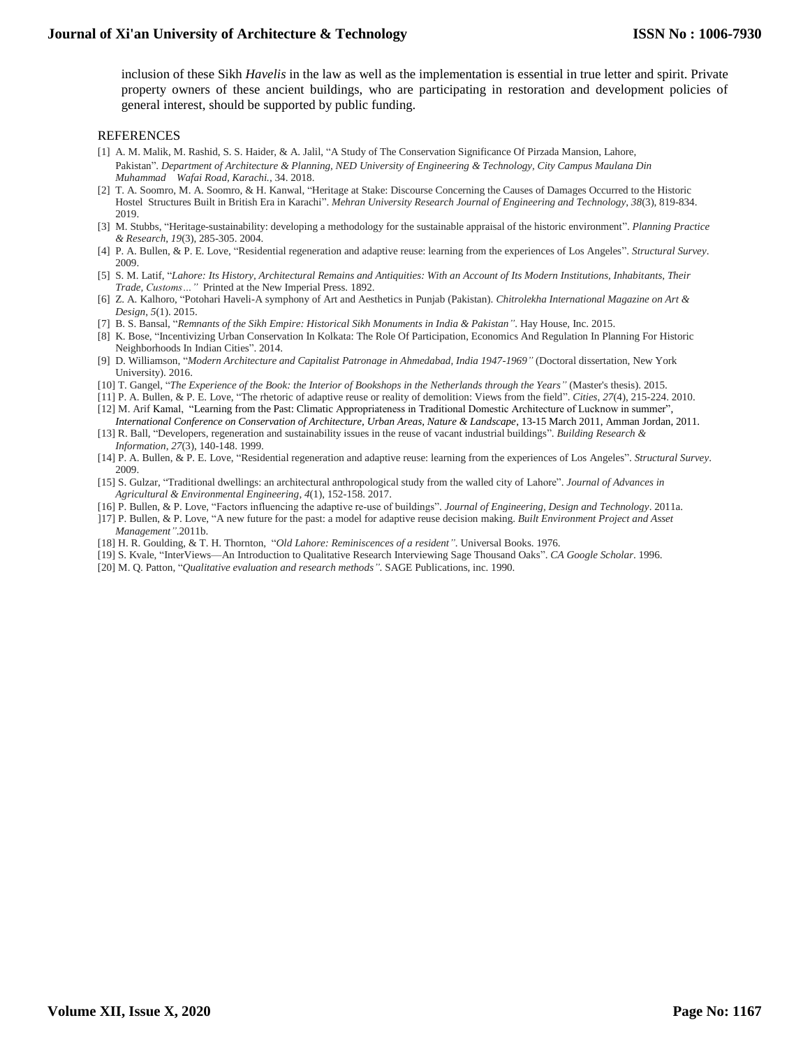inclusion of these Sikh *Havelis* in the law as well as the implementation is essential in true letter and spirit. Private property owners of these ancient buildings, who are participating in restoration and development policies of general interest, should be supported by public funding.

## REFERENCES

[1] A. M. Malik, M. Rashid, S. S. Haider, & A. Jalil, "A Study of The Conservation Significance Of Pirzada Mansion, Lahore, Pakistan". *Department of Architecture & Planning, NED University of Engineering & Technology, City Campus Maulana Din Muhammad Wafai Road, Karachi.*, 34. 2018.

[2] T. A. Soomro, M. A. Soomro, & H. Kanwal, "Heritage at Stake: Discourse Concerning the Causes of Damages Occurred to the Historic Hostel Structures Built in British Era in Karachi". *Mehran University Research Journal of Engineering and Technology*, *38*(3), 819-834. 2019.

[3] M. Stubbs, "Heritage-sustainability: developing a methodology for the sustainable appraisal of the historic environment". *Planning Practice & Research*, *19*(3), 285-305. 2004.

[4] P. A. Bullen, & P. E. Love, "Residential regeneration and adaptive reuse: learning from the experiences of Los Angeles". *Structural Survey*. 2009.

[5] S. M. Latif, "*Lahore: Its History, Architectural Remains and Antiquities: With an Account of Its Modern Institutions, Inhabitants, Their Trade, Customs…"* Printed at the New Imperial Press. 1892.

[6] Z. A. Kalhoro, "Potohari Haveli-A symphony of Art and Aesthetics in Punjab (Pakistan). *Chitrolekha International Magazine on Art & Design*, *5*(1). 2015.

[7] B. S. Bansal, "*Remnants of the Sikh Empire: Historical Sikh Monuments in India & Pakistan"*. Hay House, Inc. 2015.

[8] K. Bose, "Incentivizing Urban Conservation In Kolkata: The Role Of Participation, Economics And Regulation In Planning For Historic Neighborhoods In Indian Cities". 2014.

[9] D. Williamson, "*Modern Architecture and Capitalist Patronage in Ahmedabad, India 1947-1969"* (Doctoral dissertation, New York University). 2016.

[10] T. Gangel, "*The Experience of the Book: the Interior of Bookshops in the Netherlands through the Years"* (Master's thesis). 2015.

[11] P. A. Bullen, & P. E. Love, "The rhetoric of adaptive reuse or reality of demolition: Views from the field". *Cities*, *27*(4), 215-224. 2010.

[12] M. Arif Kamal, "Learning from the Past: Climatic Appropriateness in Traditional Domestic Architecture of Lucknow in summer", *International Conference on Conservation of Architecture, Urban Areas, Nature & Landscape*, 13-15 March 2011, Amman Jordan, 2011.

[13] R. Ball, "Developers, regeneration and sustainability issues in the reuse of vacant industrial buildings". *Building Research & Information*, *27*(3), 140-148. 1999.

[14] P. A. Bullen, & P. E. Love, "Residential regeneration and adaptive reuse: learning from the experiences of Los Angeles". *Structural Survey*. 2009.

[15] S. Gulzar, "Traditional dwellings: an architectural anthropological study from the walled city of Lahore". *Journal of Advances in Agricultural & Environmental Engineering*, *4*(1), 152-158. 2017.

[16] P. Bullen, & P. Love, "Factors influencing the adaptive re-use of buildings". *Journal of Engineering, Design and Technology*. 2011a.

]17] P. Bullen, & P. Love, "A new future for the past: a model for adaptive reuse decision making. *Built Environment Project and Asset Management"*.2011b.

[18] H. R. Goulding, & T. H. Thornton, "*Old Lahore: Reminiscences of a resident"*. Universal Books. 1976.

[19] S. Kvale, "InterViews—An Introduction to Qualitative Research Interviewing Sage Thousand Oaks". *CA Google Scholar*. 1996.

[20] M. Q. Patton, "*Qualitative evaluation and research methods"*. SAGE Publications, inc. 1990.